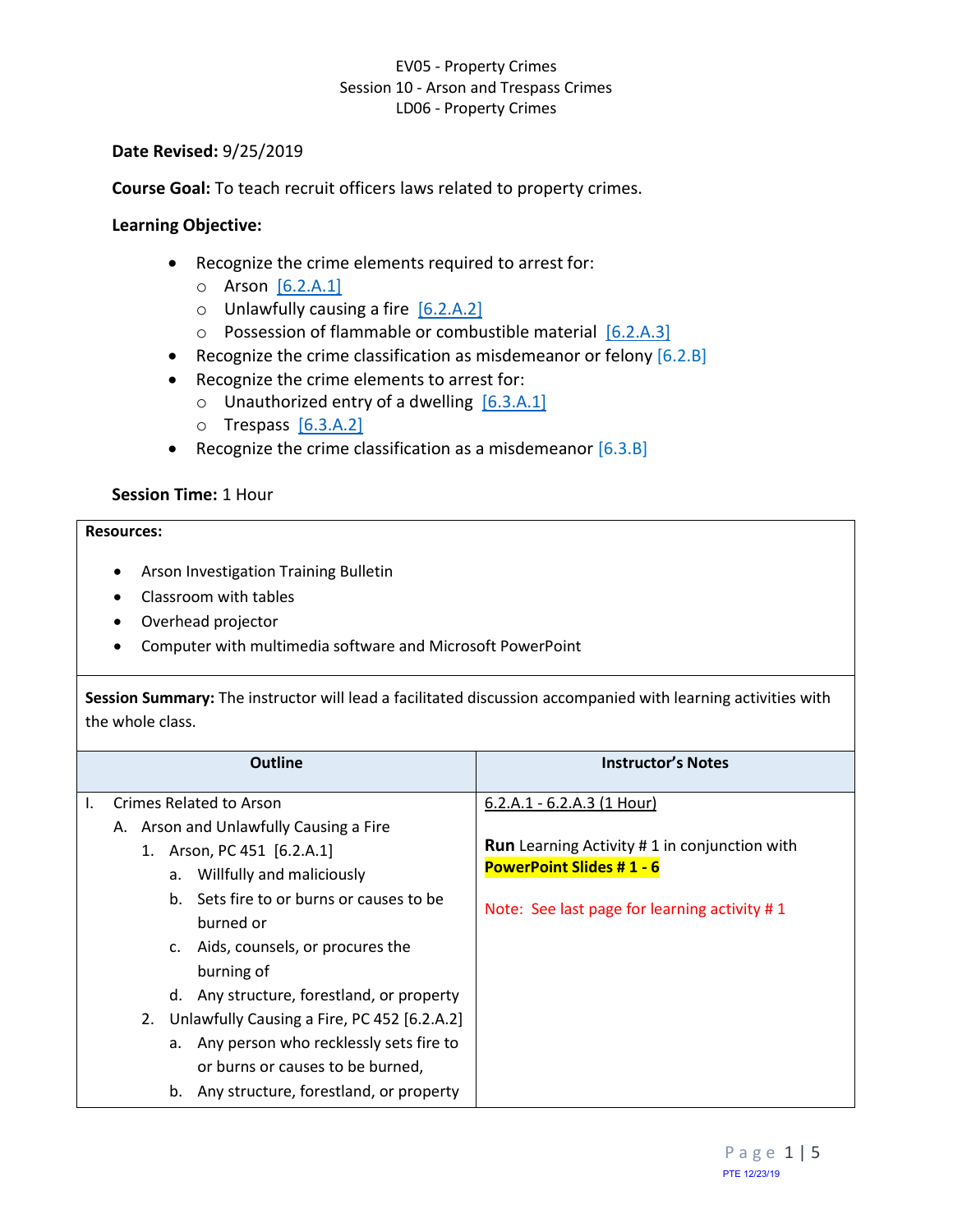EV05 - Property Crimes
Session 10 - Arson and Trespass Crimes
LD06 - Property Crimes

**Date Revised:** 9/25/2019

**Course Goal:** To teach recruit officers laws related to property crimes.

**Learning Objective:**

- Recognize the crime elements required to arrest for:
  - Arson [6.2.A.1]
  - Unlawfully causing a fire [6.2.A.2]
  - Possession of flammable or combustible material [6.2.A.3]
- Recognize the crime classification as misdemeanor or felony [6.2.B]
- Recognize the crime elements to arrest for:
  - Unauthorized entry of a dwelling [6.3.A.1]
  - Trespass [6.3.A.2]
- Recognize the crime classification as a misdemeanor [6.3.B]

**Session Time:** 1 Hour

**Resources:**

- Arson Investigation Training Bulletin
- Classroom with tables
- Overhead projector
- Computer with multimedia software and Microsoft PowerPoint

**Session Summary:** The instructor will lead a facilitated discussion accompanied with learning activities with the whole class.

| Outline | Instructor's Notes |
| --- | --- |
| I. Crimes Related to Arson<br>A. Arson and Unlawfully Causing a Fire<br>1. Arson, PC 451 [6.2.A.1]<br>a. Willfully and maliciously<br>b. Sets fire to or burns or causes to be burned or<br>c. Aids, counsels, or procures the burning of<br>d. Any structure, forestland, or property<br>2. Unlawfully Causing a Fire, PC 452 [6.2.A.2]<br>a. Any person who recklessly sets fire to or burns or causes to be burned,<br>b. Any structure, forestland, or property | 6.2.A.1 - 6.2.A.3 (1 Hour)<br><br>**Run** Learning Activity # 1 in conjunction with **PowerPoint Slides # 1 - 6**<br><br>Note: See last page for learning activity # 1 |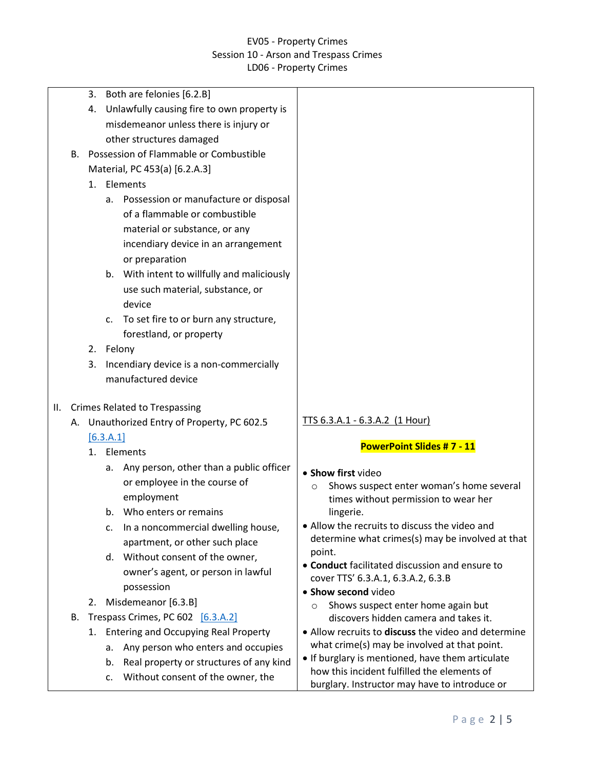| | |
|---|---|
| 3. Both are felonies [6.2.B]<br>4. Unlawfully causing fire to own property is misdemeanor unless there is injury or other structures damaged<br>B. Possession of Flammable or Combustible Material, PC 453(a) [6.2.A.3]<br>1. Elements<br>a. Possession or manufacture or disposal of a flammable or combustible material or substance, or any incendiary device in an arrangement or preparation<br>b. With intent to willfully and maliciously use such material, substance, or device<br>c. To set fire to or burn any structure, forestland, or property<br>2. Felony<br>3. Incendiary device is a non-commercially manufactured device | |
| II. Crimes Related to Trespassing<br>A. Unauthorized Entry of Property, PC 602.5 [6.3.A.1]<br>1. Elements<br>a. Any person, other than a public officer or employee in the course of employment<br>b. Who enters or remains<br>c. In a noncommercial dwelling house, apartment, or other such place<br>d. Without consent of the owner, owner's agent, or person in lawful possession<br>2. Misdemeanor [6.3.B]<br>B. Trespass Crimes, PC 602 [6.3.A.2]<br>1. Entering and Occupying Real Property<br>a. Any person who enters and occupies<br>b. Real property or structures of any kind<br>c. Without consent of the owner, the | TTS 6.3.A.1 - 6.3.A.2 (1 Hour)<br><br>**PowerPoint Slides # 7 - 11**<br><br>• **Show first** video<br>○ Shows suspect enter woman's home several times without permission to wear her lingerie.<br>• Allow the recruits to discuss the video and determine what crimes(s) may be involved at that point.<br>• **Conduct** facilitated discussion and ensure to cover TTS' 6.3.A.1, 6.3.A.2, 6.3.B<br>• **Show second** video<br>○ Shows suspect enter home again but discovers hidden camera and takes it.<br>• Allow recruits to **discuss** the video and determine what crime(s) may be involved at that point.<br>• If burglary is mentioned, have them articulate how this incident fulfilled the elements of burglary. Instructor may have to introduce or |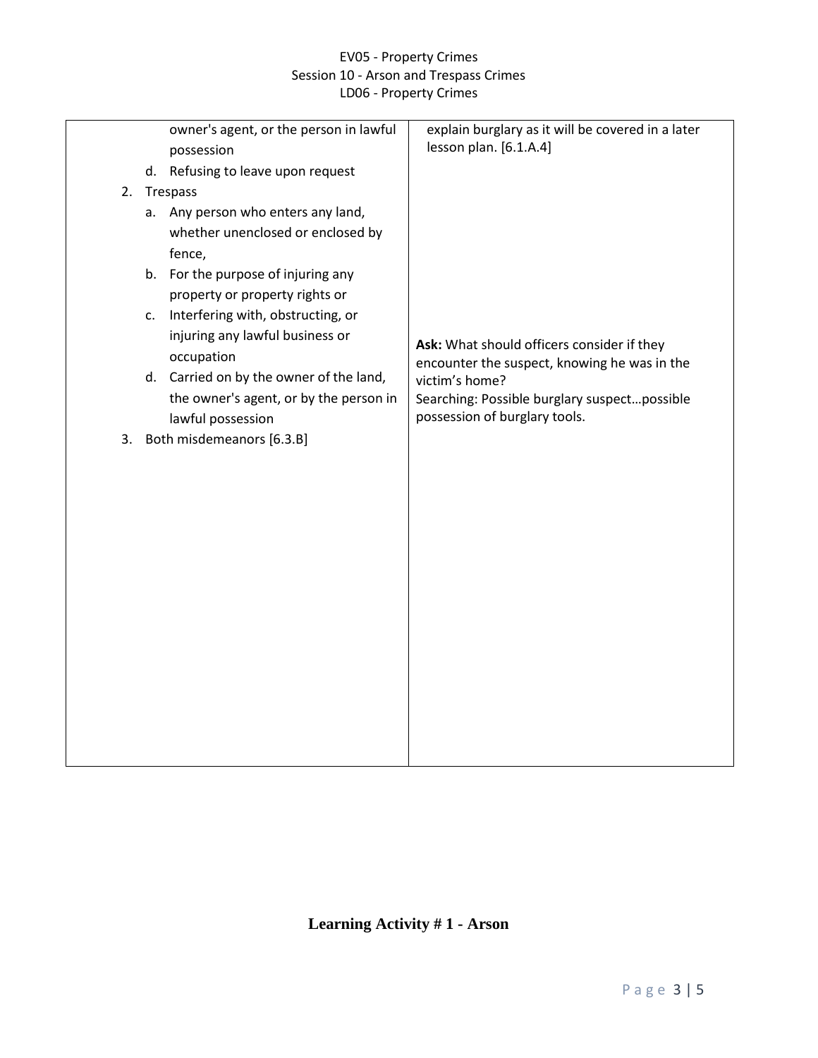| | |
|---|---|
| owner's agent, or the person in lawful possession<br>d. Refusing to leave upon request<br>2. Trespass<br>a. Any person who enters any land, whether unenclosed or enclosed by fence,<br>b. For the purpose of injuring any property or property rights or<br>c. Interfering with, obstructing, or injuring any lawful business or occupation<br>d. Carried on by the owner of the land, the owner's agent, or by the person in lawful possession<br>3. Both misdemeanors [6.3.B] | explain burglary as it will be covered in a later lesson plan. [6.1.A.4]<br><br>**Ask:** What should officers consider if they encounter the suspect, knowing he was in the victim's home?<br>Searching: Possible burglary suspect…possible possession of burglary tools. |

## Learning Activity # 1 - Arson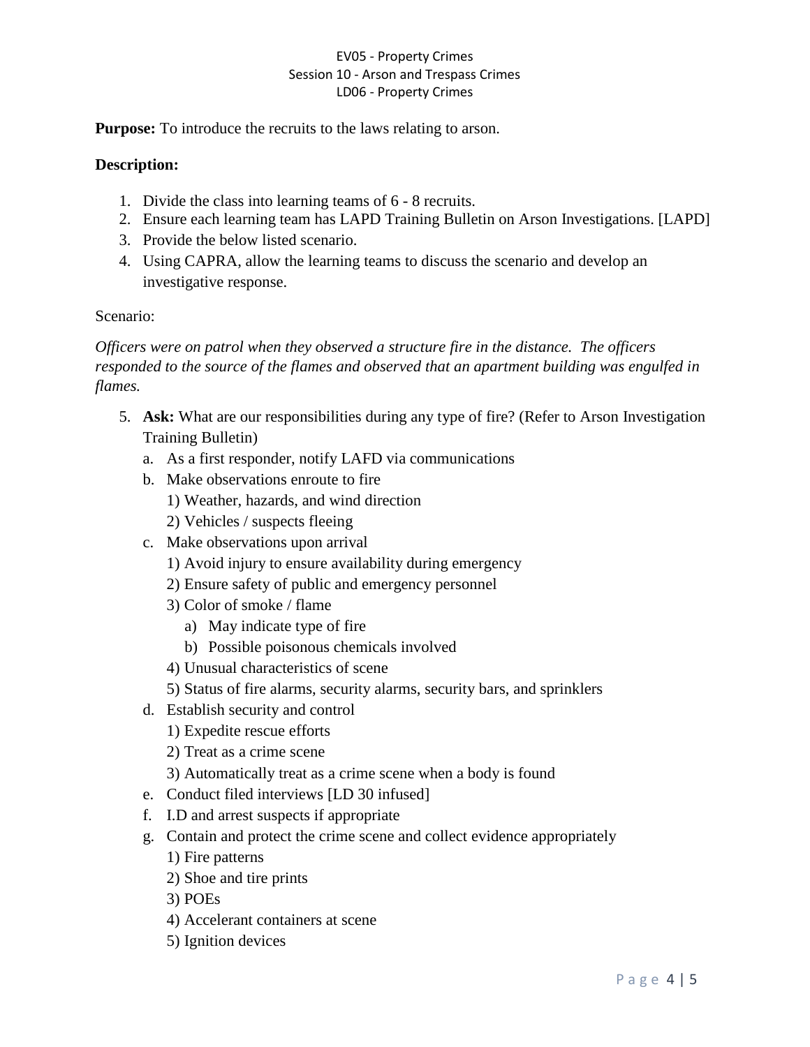EV05 - Property Crimes
Session 10 - Arson and Trespass Crimes
LD06 - Property Crimes

**Purpose:** To introduce the recruits to the laws relating to arson.

**Description:**

1. Divide the class into learning teams of 6 - 8 recruits.
2. Ensure each learning team has LAPD Training Bulletin on Arson Investigations. [LAPD]
3. Provide the below listed scenario.
4. Using CAPRA, allow the learning teams to discuss the scenario and develop an investigative response.

Scenario:

*Officers were on patrol when they observed a structure fire in the distance. The officers responded to the source of the flames and observed that an apartment building was engulfed in flames.*

5. **Ask:** What are our responsibilities during any type of fire? (Refer to Arson Investigation Training Bulletin)
   a. As a first responder, notify LAFD via communications
   b. Make observations enroute to fire
      1) Weather, hazards, and wind direction
      2) Vehicles / suspects fleeing
   c. Make observations upon arrival
      1) Avoid injury to ensure availability during emergency
      2) Ensure safety of public and emergency personnel
      3) Color of smoke / flame
         a) May indicate type of fire
         b) Possible poisonous chemicals involved
      4) Unusual characteristics of scene
      5) Status of fire alarms, security alarms, security bars, and sprinklers
   d. Establish security and control
      1) Expedite rescue efforts
      2) Treat as a crime scene
      3) Automatically treat as a crime scene when a body is found
   e. Conduct filed interviews [LD 30 infused]
   f. I.D and arrest suspects if appropriate
   g. Contain and protect the crime scene and collect evidence appropriately
      1) Fire patterns
      2) Shoe and tire prints
      3) POEs
      4) Accelerant containers at scene
      5) Ignition devices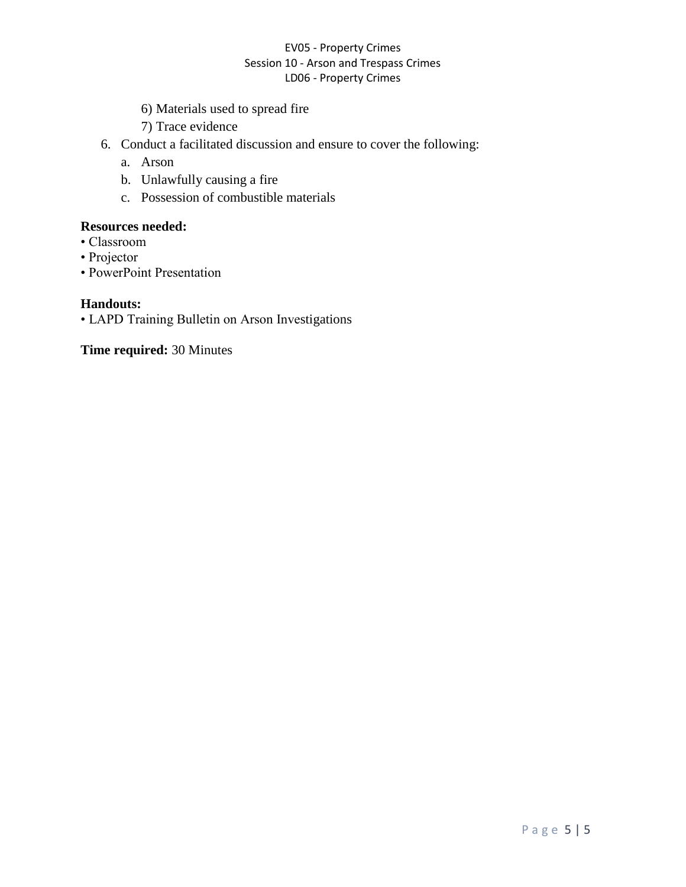6) Materials used to spread fire
    7) Trace evidence

6. Conduct a facilitated discussion and ensure to cover the following:
    a. Arson
    b. Unlawfully causing a fire
    c. Possession of combustible materials

**Resources needed:**
• Classroom
• Projector
• PowerPoint Presentation

**Handouts:**
• LAPD Training Bulletin on Arson Investigations

**Time required:** 30 Minutes